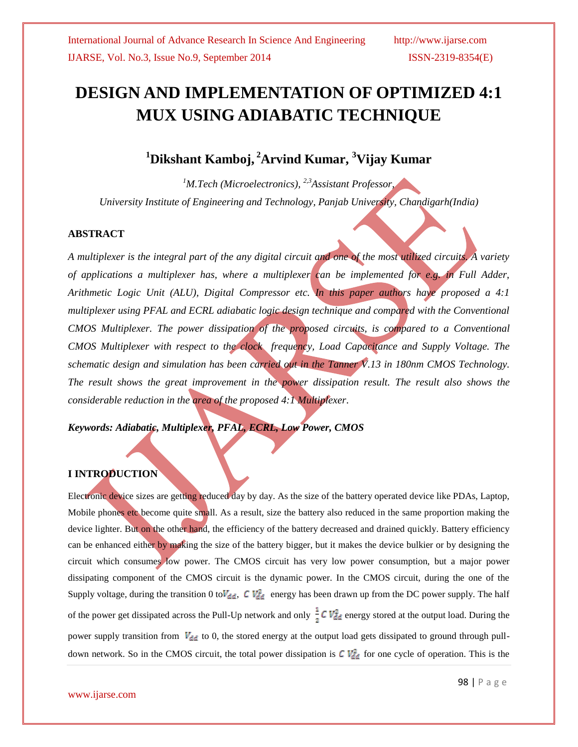# DESIGN AND IMPLEMENTATION OF OPTIMIZED 4:1 MUX USING ADIABATIC TECHNIQUE

## [1]Dikshant Kamboj, [2]Arvind Kumar, [3]Vijay Kumar

*[1]M.Tech (Microelectronics), [2,3]Assistant Professor,*

*University Institute of Engineering and Technology, Panjab University, Chandigarh(India)*

### ABSTRACT

*A multiplexer is the integral part of the any digital circuit and one of the most utilized circuits. A variety of applications a multiplexer has, where a multiplexer can be implemented for e.g. in Full Adder, Arithmetic Logic Unit (ALU), Digital Compressor etc. In this paper authors have proposed a 4:1 multiplexer using PFAL and ECRL adiabatic logic design technique and compared with the Conventional CMOS Multiplexer. The power dissipation of the proposed circuits, is compared to a Conventional CMOS Multiplexer with respect to the clock frequency, Load Capacitance and Supply Voltage. The schematic design and simulation has been carried out in the Tanner V.13 in 180nm CMOS Technology. The result shows the great improvement in the power dissipation result. The result also shows the considerable reduction in the area of the proposed 4:1 Multiplexer.*

***Keywords: Adiabatic, Multiplexer, PFAL, ECRL, Low Power, CMOS***

### I INTRODUCTION

Electronic device sizes are getting reduced day by day. As the size of the battery operated device like PDAs, Laptop, Mobile phones etc become quite small. As a result, size the battery also reduced in the same proportion making the device lighter. But on the other hand, the efficiency of the battery decreased and drained quickly. Battery efficiency can be enhanced either by making the size of the battery bigger, but it makes the device bulkier or by designing the circuit which consumes low power. The CMOS circuit has very low power consumption, but a major power dissipating component of the CMOS circuit is the dynamic power. In the CMOS circuit, during the one of the Supply voltage, during the transition 0 to $V_{dd}$, $C\,V_{dd}^2$ energy has been drawn up from the DC power supply. The half of the power get dissipated across the Pull-Up network and only $\frac{1}{2}C\,V_{dd}^2$ energy stored at the output load. During the power supply transition from $V_{dd}$ to 0, the stored energy at the output load gets dissipated to ground through pull-down network. So in the CMOS circuit, the total power dissipation is $C\,V_{dd}^2$ for one cycle of operation. This is the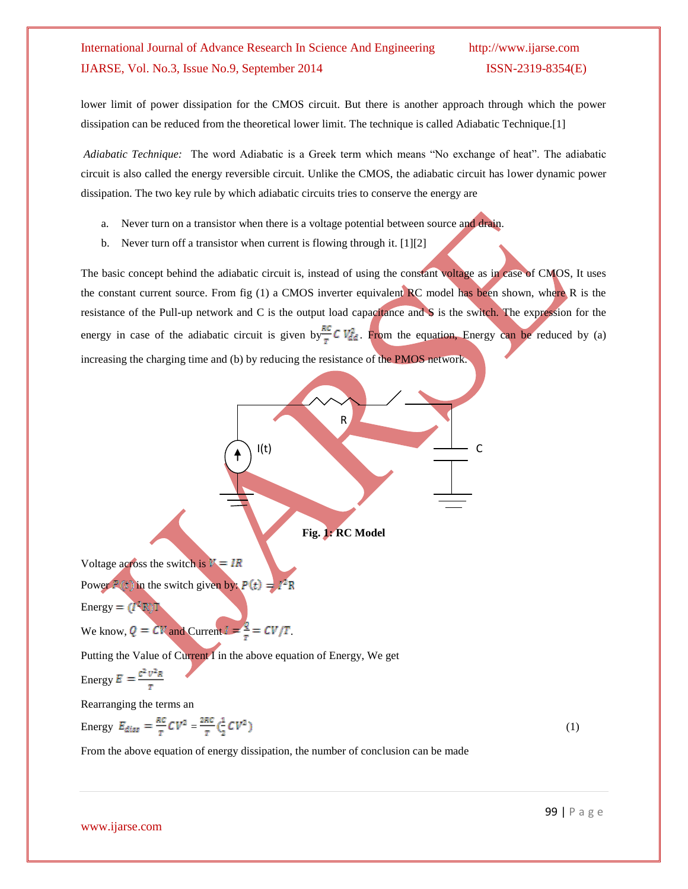lower limit of power dissipation for the CMOS circuit. But there is another approach through which the power dissipation can be reduced from the theoretical lower limit. The technique is called Adiabatic Technique.[1]

*Adiabatic Technique:* The word Adiabatic is a Greek term which means "No exchange of heat". The adiabatic circuit is also called the energy reversible circuit. Unlike the CMOS, the adiabatic circuit has lower dynamic power dissipation. The two key rule by which adiabatic circuits tries to conserve the energy are

a. Never turn on a transistor when there is a voltage potential between source and drain.
b. Never turn off a transistor when current is flowing through it. [1][2]

The basic concept behind the adiabatic circuit is, instead of using the constant voltage as in case of CMOS, It uses the constant current source. From fig (1) a CMOS inverter equivalent RC model has been shown, where R is the resistance of the Pull-up network and C is the output load capacitance and S is the switch. The expression for the energy in case of the adiabatic circuit is given by $\frac{RC}{T} C V_{dd}^2$. From the equation, Energy can be reduced by (a) increasing the charging time and (b) by reducing the resistance of the PMOS network.

**Fig. 1: RC Model**

Voltage across the switch is $V = IR$

Power $P(t)$ in the switch given by: $P(t) = I^2R$

Energy $= (I^2R)T$

We know, $Q = CV$ and Current $I = \frac{Q}{T} = CV/T$.

Putting the Value of Current I in the above equation of Energy, We get

Energy $E = \frac{C^2V^2R}{T}$

Rearranging the terms an

$$\text{Energy} \quad E_{diss} = \frac{RC}{T}CV^2 = \frac{2RC}{T}\left(\frac{1}{2}CV^2\right) \tag{1}$$

From the above equation of energy dissipation, the number of conclusion can be made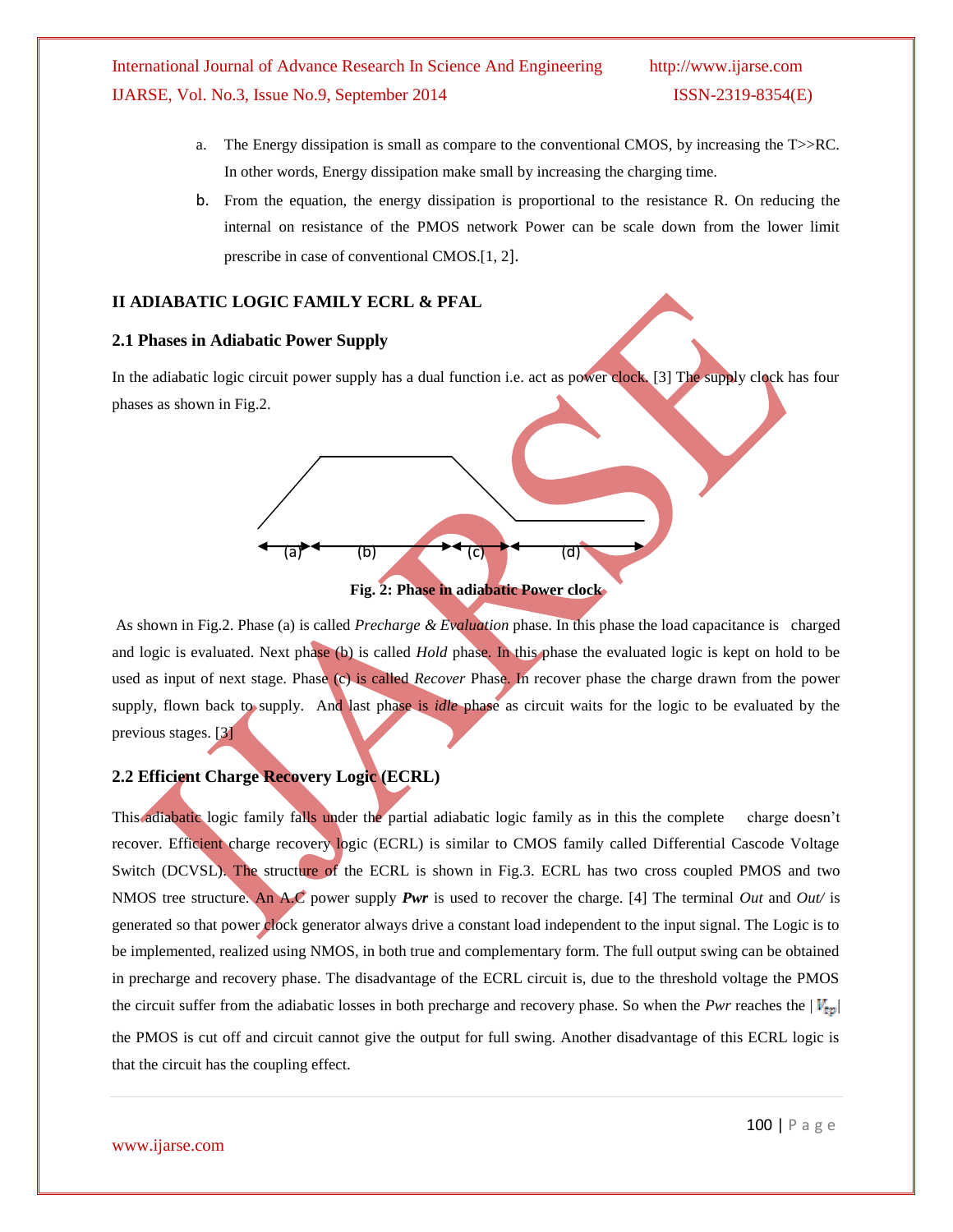a. The Energy dissipation is small as compare to the conventional CMOS, by increasing the T>>RC. In other words, Energy dissipation make small by increasing the charging time.

b. From the equation, the energy dissipation is proportional to the resistance R. On reducing the internal on resistance of the PMOS network Power can be scale down from the lower limit prescribe in case of conventional CMOS.[1, 2].

## II ADIABATIC LOGIC FAMILY ECRL & PFAL

### 2.1 Phases in Adiabatic Power Supply

In the adiabatic logic circuit power supply has a dual function i.e. act as power clock. [3] The supply clock has four phases as shown in Fig.2.

(a) (b) (c) (d)

**Fig. 2: Phase in adiabatic Power clock**

As shown in Fig.2. Phase (a) is called *Precharge & Evaluation* phase. In this phase the load capacitance is charged and logic is evaluated. Next phase (b) is called *Hold* phase. In this phase the evaluated logic is kept on hold to be used as input of next stage. Phase (c) is called *Recover* Phase. In recover phase the charge drawn from the power supply, flown back to supply. And last phase is *idle* phase as circuit waits for the logic to be evaluated by the previous stages. [3]

### 2.2 Efficient Charge Recovery Logic (ECRL)

This adiabatic logic family falls under the partial adiabatic logic family as in this the complete charge doesn't recover. Efficient charge recovery logic (ECRL) is similar to CMOS family called Differential Cascode Voltage Switch (DCVSL). The structure of the ECRL is shown in Fig.3. ECRL has two cross coupled PMOS and two NMOS tree structure. An A.C power supply ***Pwr*** is used to recover the charge. [4] The terminal *Out* and *Out/* is generated so that power clock generator always drive a constant load independent to the input signal. The Logic is to be implemented, realized using NMOS, in both true and complementary form. The full output swing can be obtained in precharge and recovery phase. The disadvantage of the ECRL circuit is, due to the threshold voltage the PMOS the circuit suffer from the adiabatic losses in both precharge and recovery phase. So when the *Pwr* reaches the $|V_{tp}|$ the PMOS is cut off and circuit cannot give the output for full swing. Another disadvantage of this ECRL logic is that the circuit has the coupling effect.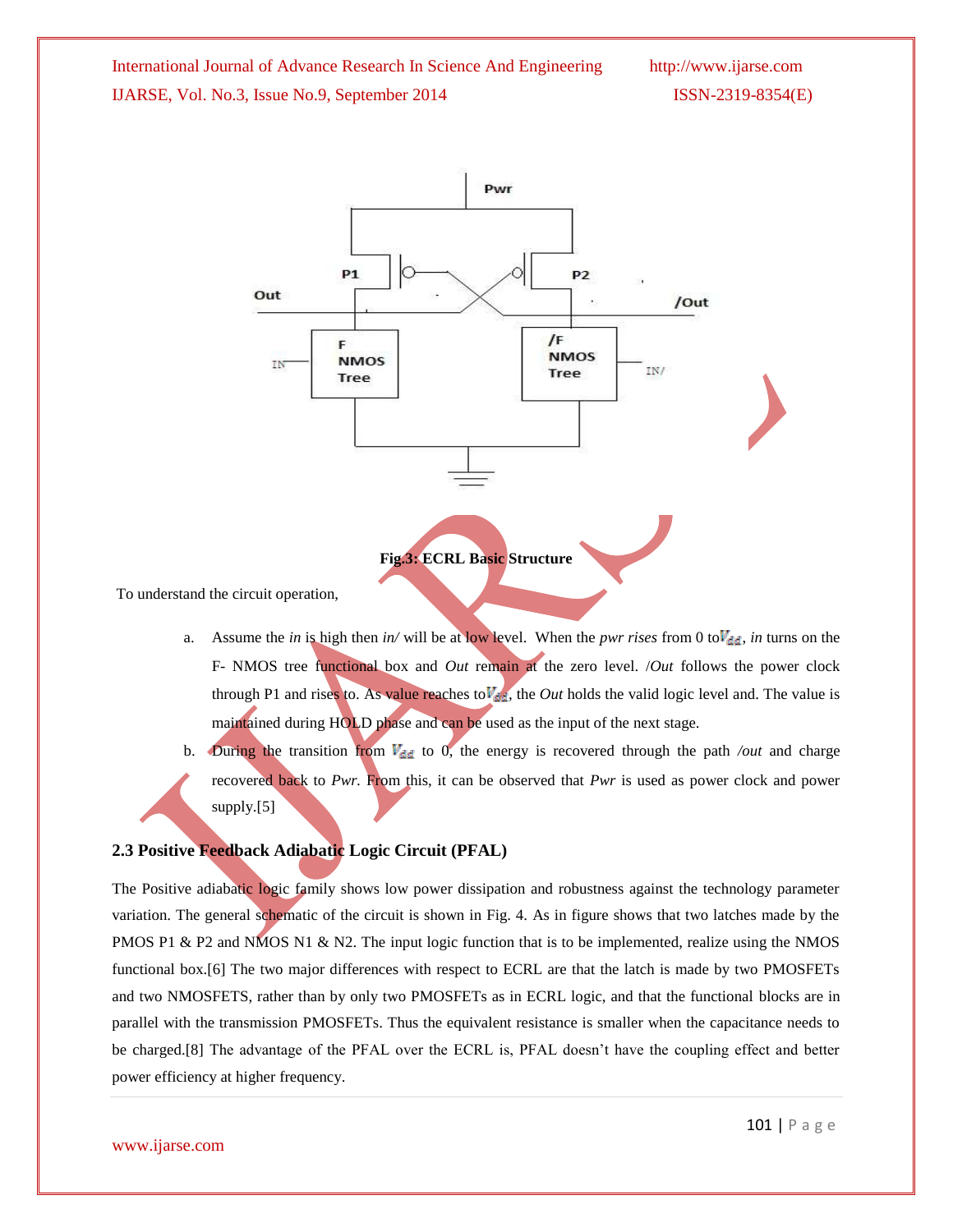Fig.3: ECRL Basic Structure

To understand the circuit operation,

a. Assume the *in* is high then *in/* will be at low level. When the *pwr rises* from 0 to $V_{dd}$, *in* turns on the F- NMOS tree functional box and *Out* remain at the zero level. /*Out* follows the power clock through P1 and rises to. As value reaches to $V_{dd}$, the *Out* holds the valid logic level and. The value is maintained during HOLD phase and can be used as the input of the next stage.

b. During the transition from $V_{dd}$ to 0, the energy is recovered through the path */out* and charge recovered back to *Pwr*. From this, it can be observed that *Pwr* is used as power clock and power supply.[5]

### 2.3 Positive Feedback Adiabatic Logic Circuit (PFAL)

The Positive adiabatic logic family shows low power dissipation and robustness against the technology parameter variation. The general schematic of the circuit is shown in Fig. 4. As in figure shows that two latches made by the PMOS P1 & P2 and NMOS N1 & N2. The input logic function that is to be implemented, realize using the NMOS functional box.[6] The two major differences with respect to ECRL are that the latch is made by two PMOSFETs and two NMOSFETS, rather than by only two PMOSFETs as in ECRL logic, and that the functional blocks are in parallel with the transmission PMOSFETs. Thus the equivalent resistance is smaller when the capacitance needs to be charged.[8] The advantage of the PFAL over the ECRL is, PFAL doesn't have the coupling effect and better power efficiency at higher frequency.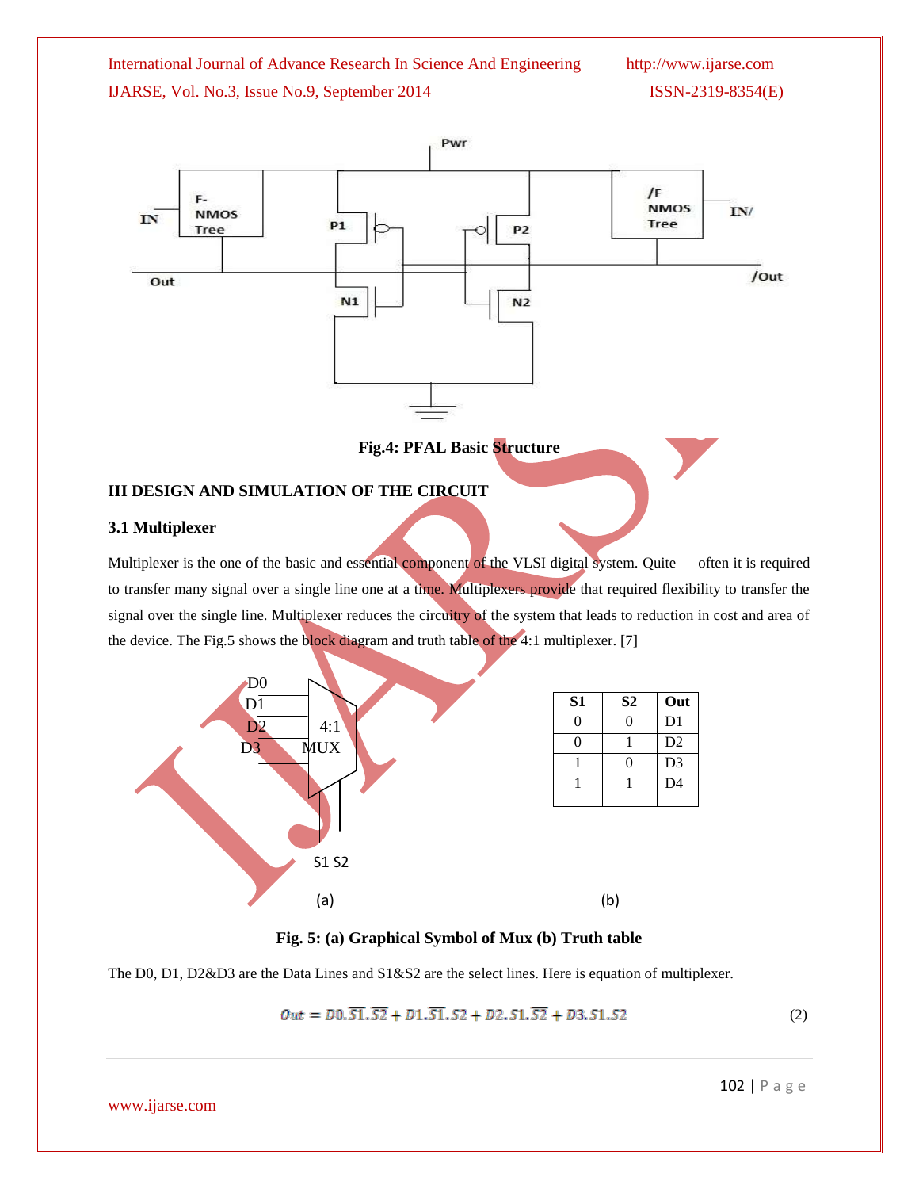Fig.4: PFAL Basic Structure

## III DESIGN AND SIMULATION OF THE CIRCUIT

### 3.1 Multiplexer

Multiplexer is the one of the basic and essential component of the VLSI digital system. Quite often it is required to transfer many signal over a single line one at a time. Multiplexers provide that required flexibility to transfer the signal over the single line. Multiplexer reduces the circuitry of the system that leads to reduction in cost and area of the device. The Fig.5 shows the block diagram and truth table of the 4:1 multiplexer. [7]

| S1 | S2 | Out |
|---|---|---|
| 0 | 0 | D1 |
| 0 | 1 | D2 |
| 1 | 0 | D3 |
| 1 | 1 | D4 |

(a) (b)

**Fig. 5: (a) Graphical Symbol of Mux (b) Truth table**

The D0, D1, D2&D3 are the Data Lines and S1&S2 are the select lines. Here is equation of multiplexer.

$$Out = D0.\overline{S1}.\overline{S2} + D1.\overline{S1}.S2 + D2.S1.\overline{S2} + D3.S1.S2 \quad (2)$$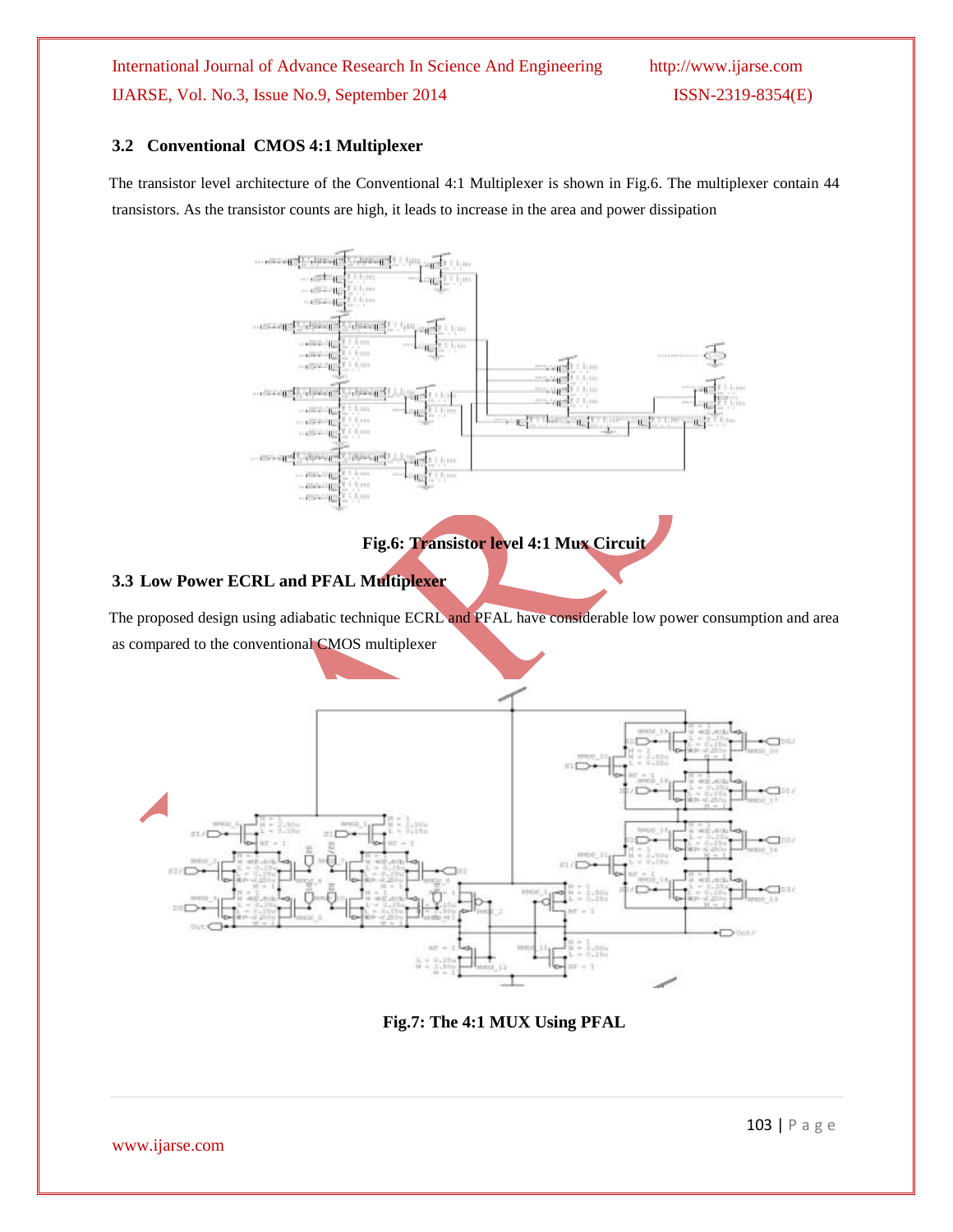### 3.2 Conventional CMOS 4:1 Multiplexer

The transistor level architecture of the Conventional 4:1 Multiplexer is shown in Fig.6. The multiplexer contain 44 transistors. As the transistor counts are high, it leads to increase in the area and power dissipation

**Fig.6: Transistor level 4:1 Mux Circuit**

### 3.3 Low Power ECRL and PFAL Multiplexer

The proposed design using adiabatic technique ECRL and PFAL have considerable low power consumption and area as compared to the conventional CMOS multiplexer

**Fig.7: The 4:1 MUX Using PFAL**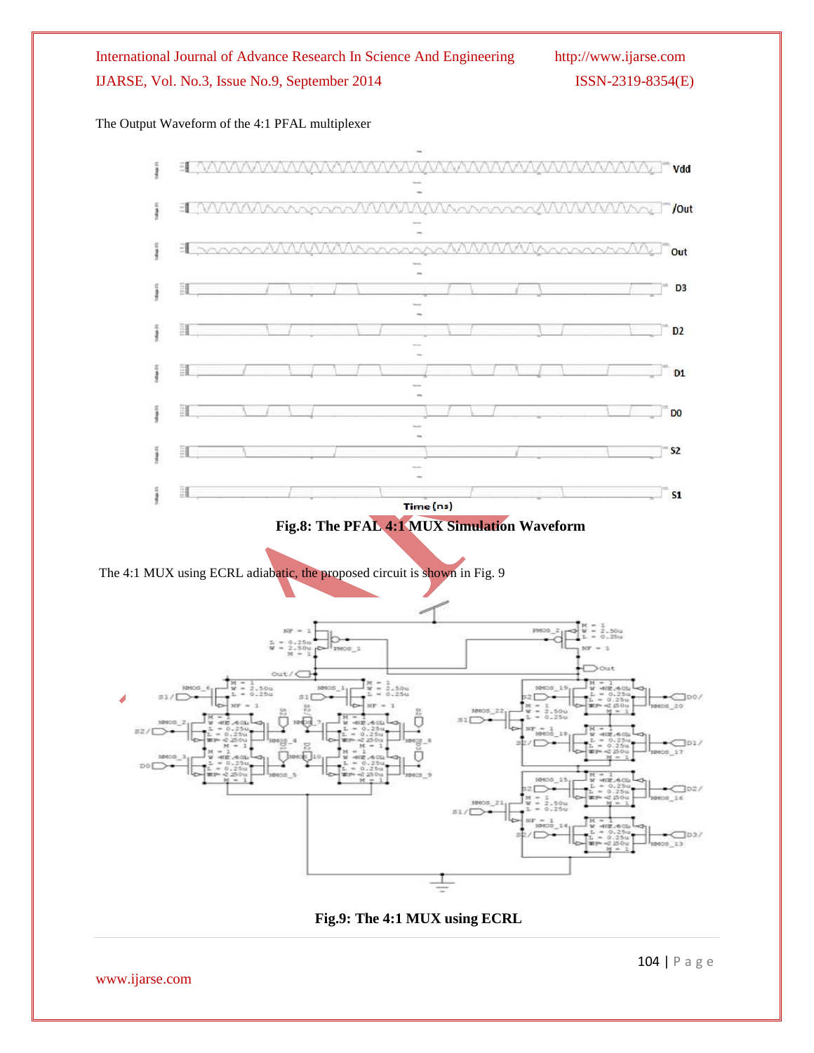The Output Waveform of the 4:1 PFAL multiplexer

**Fig.8: The PFAL 4:1 MUX Simulation Waveform**

The 4:1 MUX using ECRL adiabatic, the proposed circuit is shown in Fig. 9

**Fig.9: The 4:1 MUX using ECRL**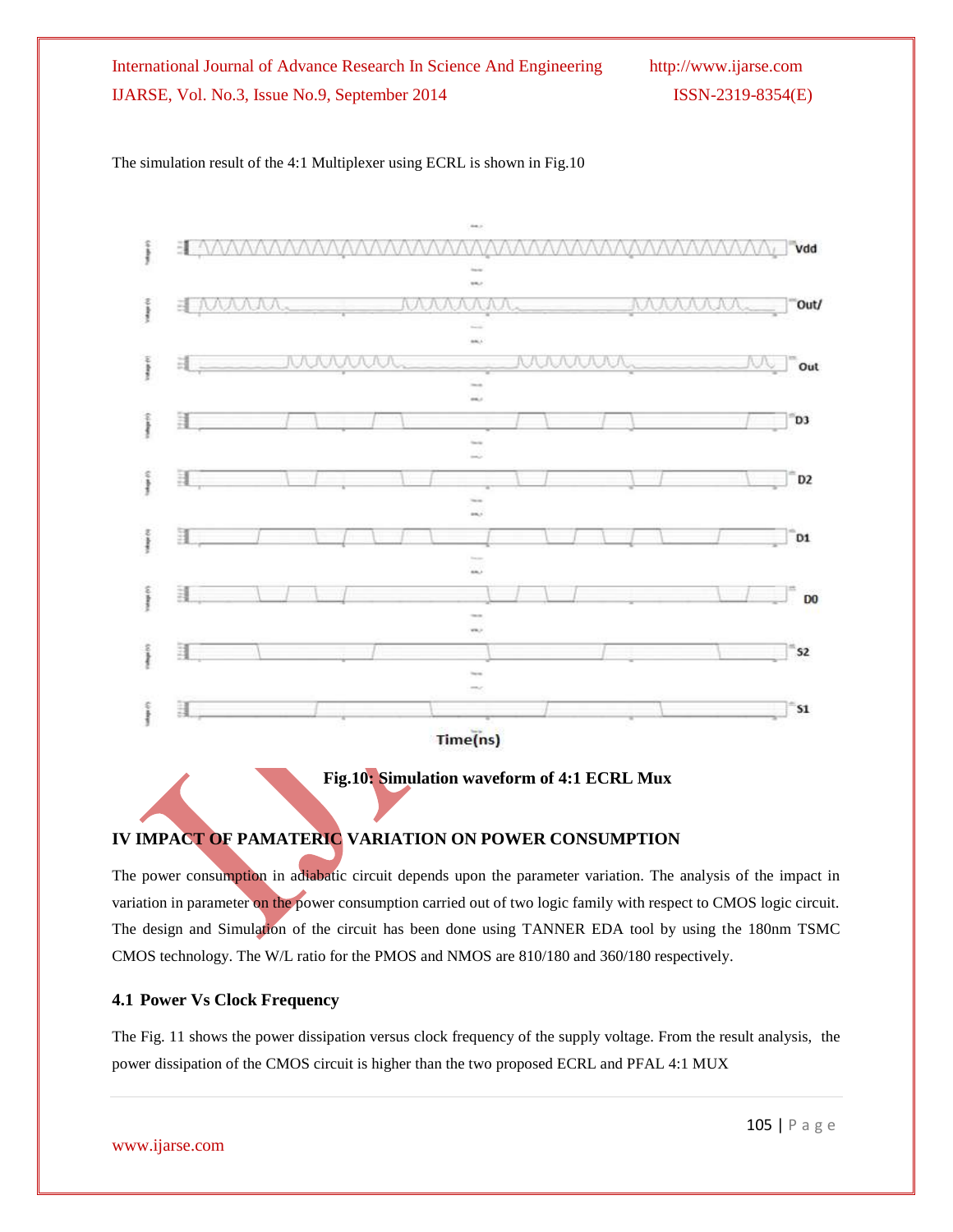The simulation result of the 4:1 Multiplexer using ECRL is shown in Fig.10

**Fig.10: Simulation waveform of 4:1 ECRL Mux**

## IV IMPACT OF PAMATERIC VARIATION ON POWER CONSUMPTION

The power consumption in adiabatic circuit depends upon the parameter variation. The analysis of the impact in variation in parameter on the power consumption carried out of two logic family with respect to CMOS logic circuit. The design and Simulation of the circuit has been done using TANNER EDA tool by using the 180nm TSMC CMOS technology. The W/L ratio for the PMOS and NMOS are 810/180 and 360/180 respectively.

### 4.1 Power Vs Clock Frequency

The Fig. 11 shows the power dissipation versus clock frequency of the supply voltage. From the result analysis, the power dissipation of the CMOS circuit is higher than the two proposed ECRL and PFAL 4:1 MUX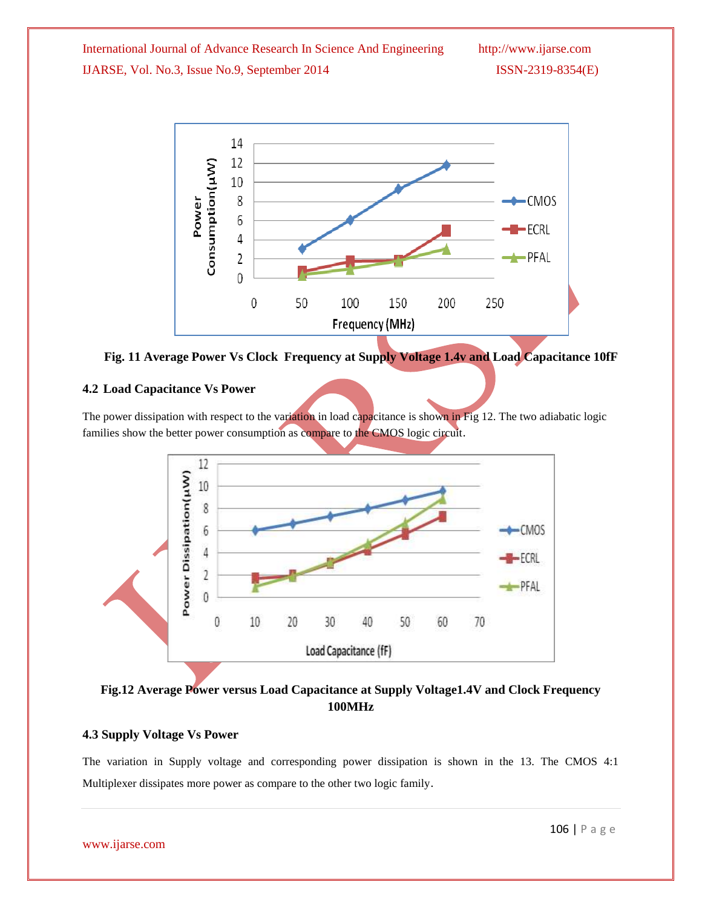**Fig. 11 Average Power Vs Clock Frequency at Supply Voltage 1.4v and Load Capacitance 10fF**

### 4.2 Load Capacitance Vs Power

The power dissipation with respect to the variation in load capacitance is shown in Fig 12. The two adiabatic logic families show the better power consumption as compare to the CMOS logic circuit.

**Fig.12 Average Power versus Load Capacitance at Supply Voltage1.4V and Clock Frequency 100MHz**

### 4.3 Supply Voltage Vs Power

The variation in Supply voltage and corresponding power dissipation is shown in the 13. The CMOS 4:1 Multiplexer dissipates more power as compare to the other two logic family.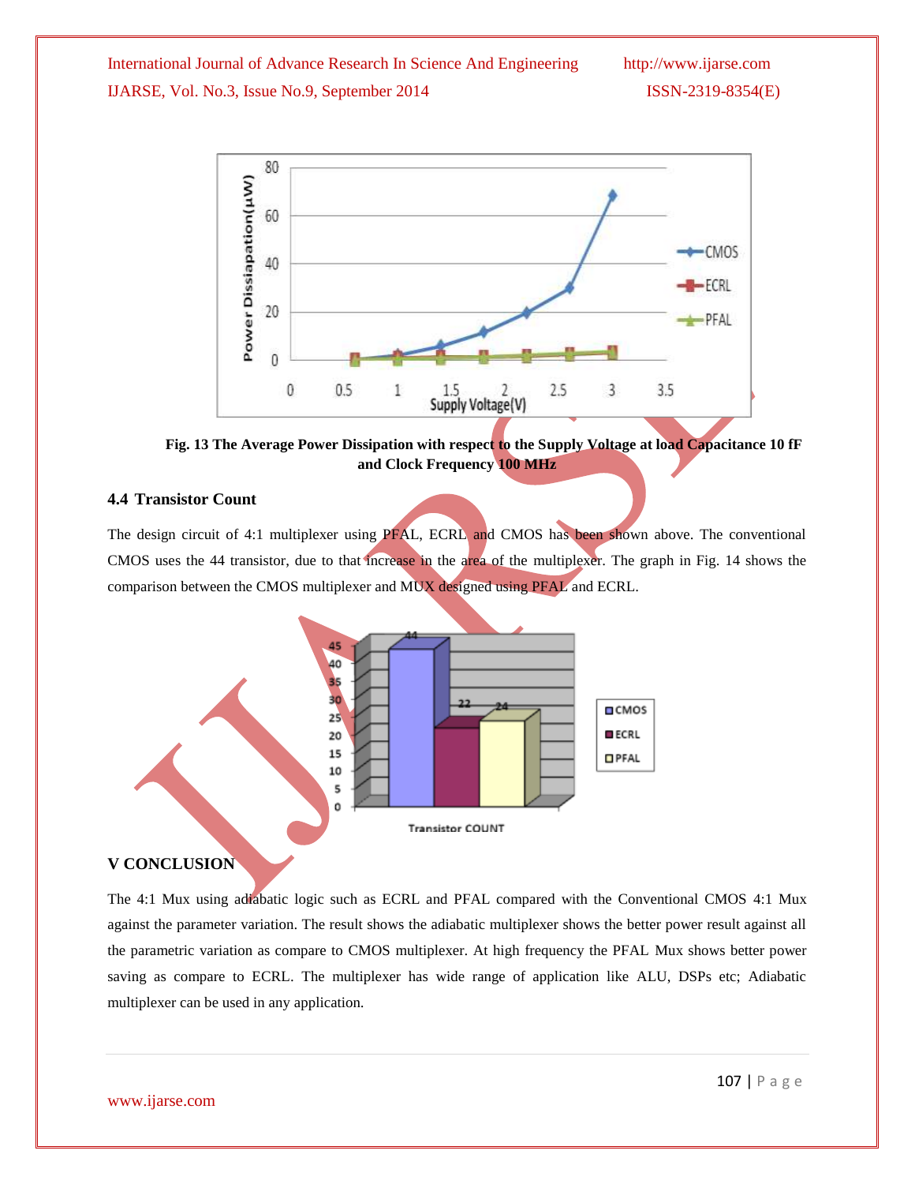Fig. 13 The Average Power Dissipation with respect to the Supply Voltage at load Capacitance 10 fF and Clock Frequency 100 MHz

### 4.4 Transistor Count

The design circuit of 4:1 multiplexer using PFAL, ECRL and CMOS has been shown above. The conventional CMOS uses the 44 transistor, due to that increase in the area of the multiplexer. The graph in Fig. 14 shows the comparison between the CMOS multiplexer and MUX designed using PFAL and ECRL.

## V CONCLUSION

The 4:1 Mux using adiabatic logic such as ECRL and PFAL compared with the Conventional CMOS 4:1 Mux against the parameter variation. The result shows the adiabatic multiplexer shows the better power result against all the parametric variation as compare to CMOS multiplexer. At high frequency the PFAL Mux shows better power saving as compare to ECRL. The multiplexer has wide range of application like ALU, DSPs etc; Adiabatic multiplexer can be used in any application.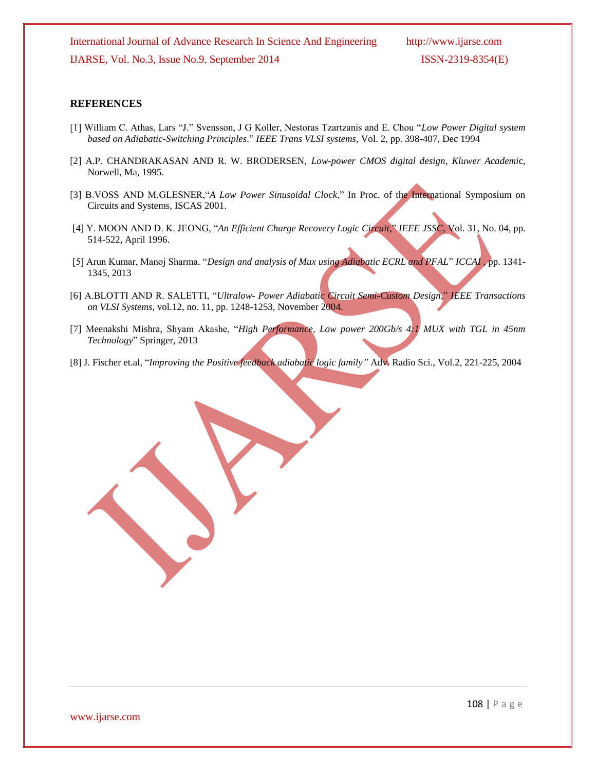## REFERENCES

[1] William C. Athas, Lars "J." Svensson, J G Koller, Nestoras Tzartzanis and E. Chou "*Low Power Digital system based on Adiabatic-Switching Principles*." *IEEE Trans VLSI systems,* Vol. 2, pp. 398-407, Dec 1994

[2] A.P. CHANDRAKASAN AND R. W. BRODERSEN, *Low-power CMOS digital design*, *Kluwer Academic*, Norwell, Ma, 1995.

[3] B.VOSS AND M.GLESNER,"*A Low Power Sinusoidal Clock*," In Proc. of the International Symposium on Circuits and Systems, ISCAS 2001.

[4] Y. MOON AND D. K. JEONG, "*An Efficient Charge Recovery Logic Circuit*," *IEEE JSSC*, Vol. 31, No. 04, pp. 514-522, April 1996.

[5] Arun Kumar, Manoj Sharma. "*Design and analysis of Mux using Adiabatic ECRL and PFAL*" *ICCAI* , pp. 1341-1345, 2013

[6] A.BLOTTI AND R. SALETTI, "*Ultralow- Power Adiabatic Circuit Semi-Custom Design*." *IEEE Transactions on VLSI Systems*, vol.12, no. 11, pp. 1248-1253, November 2004.

[7] Meenakshi Mishra, Shyam Akashe, "*High Performance, Low power 200Gb/s 4:1 MUX with TGL in 45nm Technology*" Springer, 2013

[8] J. Fischer et.al, "*Improving the Positive feedback adiabatic logic family"* Adv. Radio Sci., Vol.2, 221-225, 2004